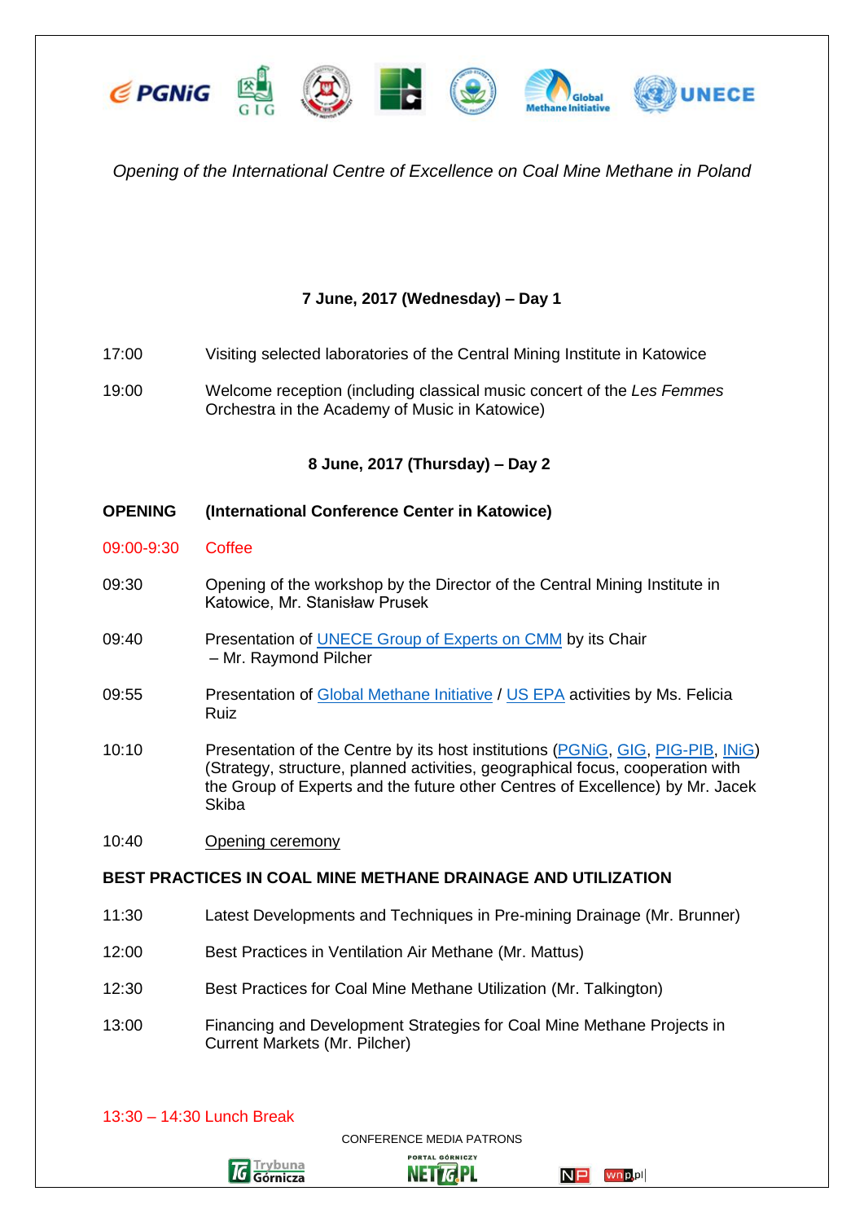*Opening of the International Centre of Excellence on Coal Mine Methane in Poland*

**7 June, 2017 (Wednesday) – Day 1**

| | |
|---|---|
| 17:00 | Visiting selected laboratories of the Central Mining Institute in Katowice |
| 19:00 | Welcome reception (including classical music concert of the *Les Femmes* Orchestra in the Academy of Music in Katowice) |

**8 June, 2017 (Thursday) – Day 2**

**OPENING (International Conference Center in Katowice)**

| | |
|---|---|
| 09:00-9:30 | Coffee |
| 09:30 | Opening of the workshop by the Director of the Central Mining Institute in Katowice, Mr. Stanisław Prusek |
| 09:40 | Presentation of UNECE Group of Experts on CMM by its Chair – Mr. Raymond Pilcher |
| 09:55 | Presentation of Global Methane Initiative / US EPA activities by Ms. Felicia Ruiz |
| 10:10 | Presentation of the Centre by its host institutions (PGNiG, GIG, PIG-PIB, INiG) (Strategy, structure, planned activities, geographical focus, cooperation with the Group of Experts and the future other Centres of Excellence) by Mr. Jacek Skiba |
| 10:40 | Opening ceremony |

**BEST PRACTICES IN COAL MINE METHANE DRAINAGE AND UTILIZATION**

| | |
|---|---|
| 11:30 | Latest Developments and Techniques in Pre-mining Drainage (Mr. Brunner) |
| 12:00 | Best Practices in Ventilation Air Methane (Mr. Mattus) |
| 12:30 | Best Practices for Coal Mine Methane Utilization (Mr. Talkington) |
| 13:00 | Financing and Development Strategies for Coal Mine Methane Projects in Current Markets (Mr. Pilcher) |

13:30 – 14:30 Lunch Break

CONFERENCE MEDIA PATRONS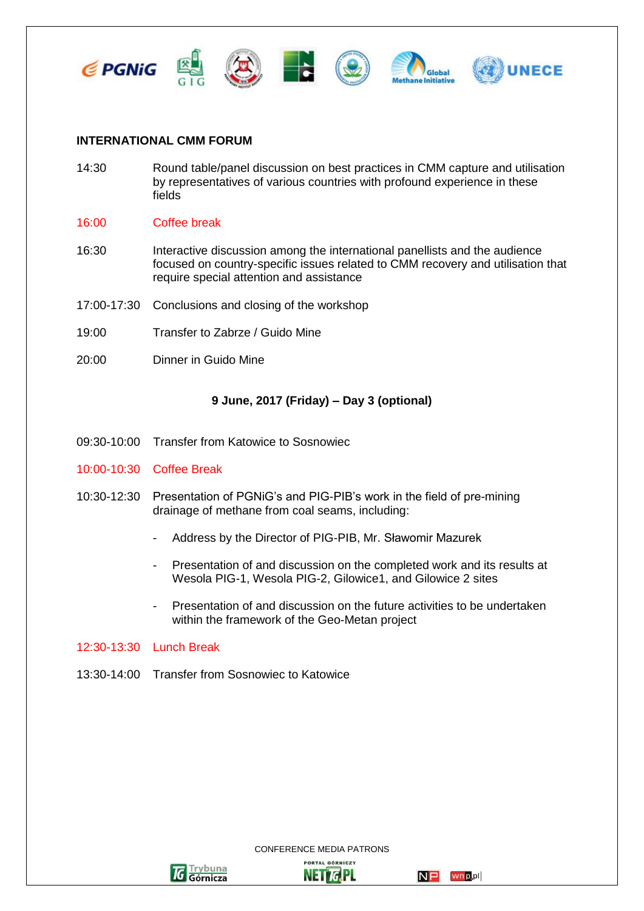**INTERNATIONAL CMM FORUM**

| | |
|---|---|
| 14:30 | Round table/panel discussion on best practices in CMM capture and utilisation by representatives of various countries with profound experience in these fields |
| 16:00 | Coffee break |
| 16:30 | Interactive discussion among the international panellists and the audience focused on country-specific issues related to CMM recovery and utilisation that require special attention and assistance |
| 17:00-17:30 | Conclusions and closing of the workshop |
| 19:00 | Transfer to Zabrze / Guido Mine |
| 20:00 | Dinner in Guido Mine |

**9 June, 2017 (Friday) – Day 3 (optional)**

| | |
|---|---|
| 09:30-10:00 | Transfer from Katowice to Sosnowiec |
| 10:00-10:30 | Coffee Break |
| 10:30-12:30 | Presentation of PGNiG's and PIG-PIB's work in the field of pre-mining drainage of methane from coal seams, including: |

- Address by the Director of PIG-PIB, Mr. Sławomir Mazurek
- Presentation of and discussion on the completed work and its results at Wesola PIG-1, Wesola PIG-2, Gilowice1, and Gilowice 2 sites
- Presentation of and discussion on the future activities to be undertaken within the framework of the Geo-Metan project

| | |
|---|---|
| 12:30-13:30 | Lunch Break |
| 13:30-14:00 | Transfer from Sosnowiec to Katowice |

CONFERENCE MEDIA PATRONS